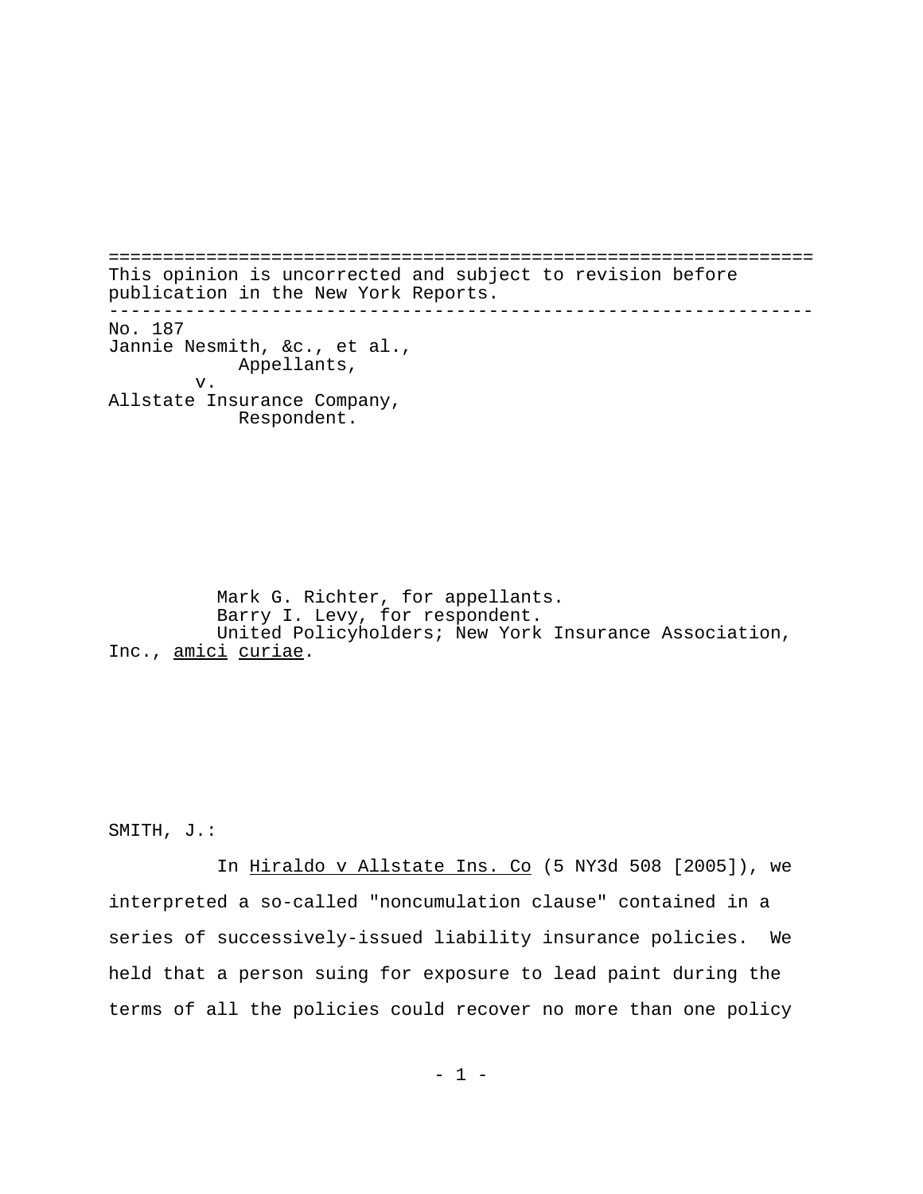This opinion is uncorrected and subject to revision before publication in the New York Reports.

---

No. 187
Jannie Nesmith, &c., et al.,
Appellants,
v.
Allstate Insurance Company,
Respondent.

Mark G. Richter, for appellants.
Barry I. Levy, for respondent.
United Policyholders; New York Insurance Association, Inc., *amici curiae*.

SMITH, J.:

In Hiraldo v Allstate Ins. Co (5 NY3d 508 [2005]), we interpreted a so-called "noncumulation clause" contained in a series of successively-issued liability insurance policies. We held that a person suing for exposure to lead paint during the terms of all the policies could recover no more than one policy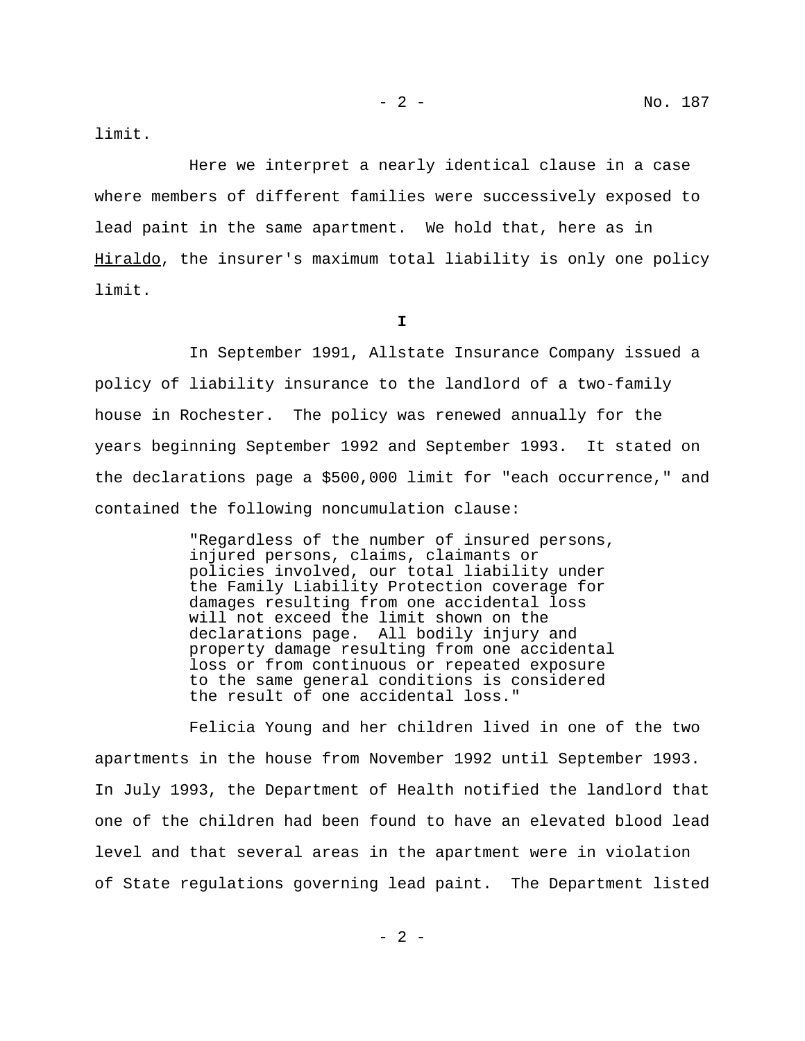limit.

Here we interpret a nearly identical clause in a case where members of different families were successively exposed to lead paint in the same apartment. We hold that, here as in Hiraldo, the insurer's maximum total liability is only one policy limit.

**I**

In September 1991, Allstate Insurance Company issued a policy of liability insurance to the landlord of a two-family house in Rochester. The policy was renewed annually for the years beginning September 1992 and September 1993. It stated on the declarations page a $500,000 limit for "each occurrence," and contained the following noncumulation clause:

> "Regardless of the number of insured persons, injured persons, claims, claimants or policies involved, our total liability under the Family Liability Protection coverage for damages resulting from one accidental loss will not exceed the limit shown on the declarations page. All bodily injury and property damage resulting from one accidental loss or from continuous or repeated exposure to the same general conditions is considered the result of one accidental loss."

Felicia Young and her children lived in one of the two apartments in the house from November 1992 until September 1993. In July 1993, the Department of Health notified the landlord that one of the children had been found to have an elevated blood lead level and that several areas in the apartment were in violation of State regulations governing lead paint. The Department listed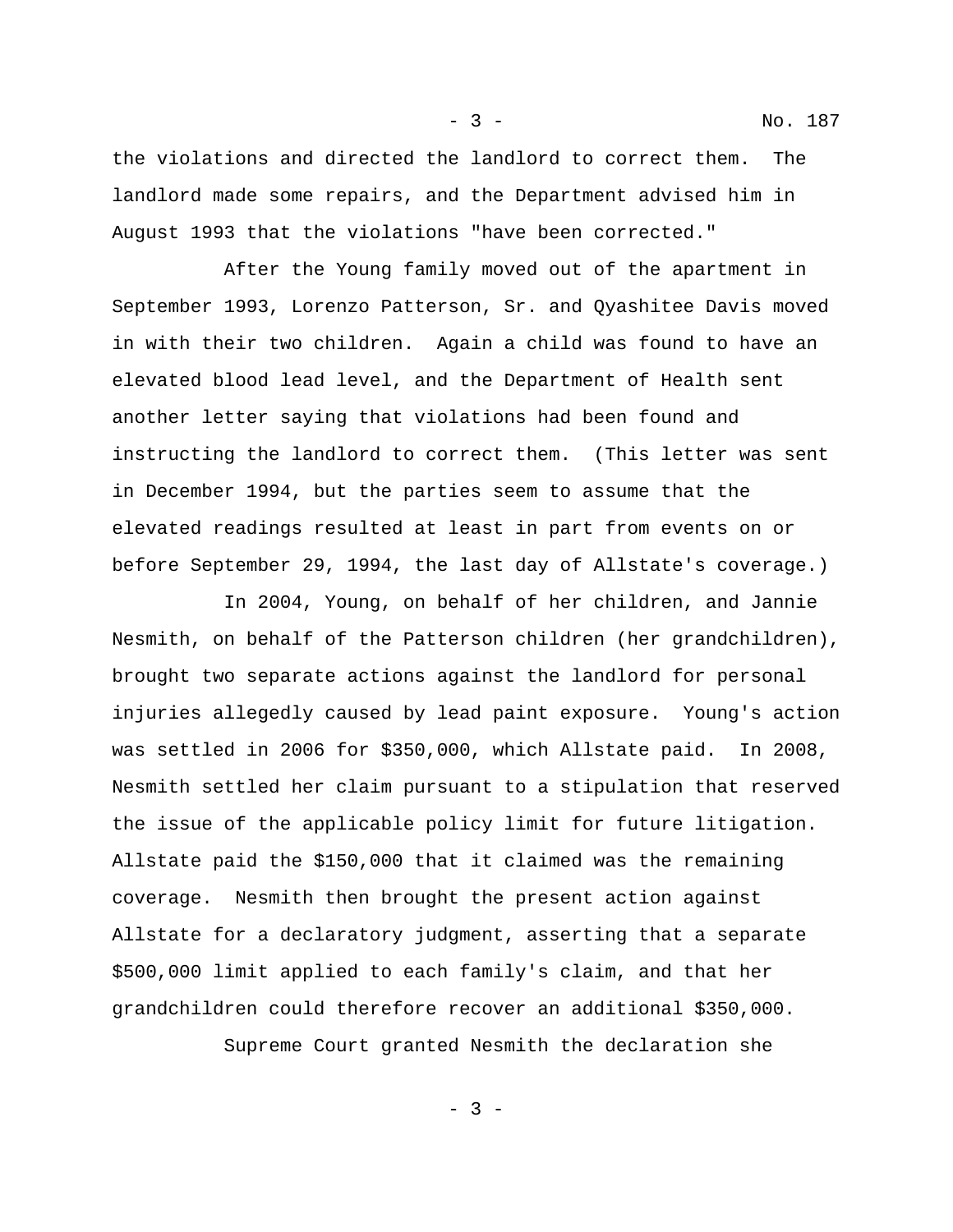the violations and directed the landlord to correct them. The landlord made some repairs, and the Department advised him in August 1993 that the violations "have been corrected."

After the Young family moved out of the apartment in September 1993, Lorenzo Patterson, Sr. and Qyashitee Davis moved in with their two children. Again a child was found to have an elevated blood lead level, and the Department of Health sent another letter saying that violations had been found and instructing the landlord to correct them. (This letter was sent in December 1994, but the parties seem to assume that the elevated readings resulted at least in part from events on or before September 29, 1994, the last day of Allstate's coverage.)

In 2004, Young, on behalf of her children, and Jannie Nesmith, on behalf of the Patterson children (her grandchildren), brought two separate actions against the landlord for personal injuries allegedly caused by lead paint exposure. Young's action was settled in 2006 for $350,000, which Allstate paid. In 2008, Nesmith settled her claim pursuant to a stipulation that reserved the issue of the applicable policy limit for future litigation. Allstate paid the $150,000 that it claimed was the remaining coverage. Nesmith then brought the present action against Allstate for a declaratory judgment, asserting that a separate $500,000 limit applied to each family's claim, and that her grandchildren could therefore recover an additional $350,000.

Supreme Court granted Nesmith the declaration she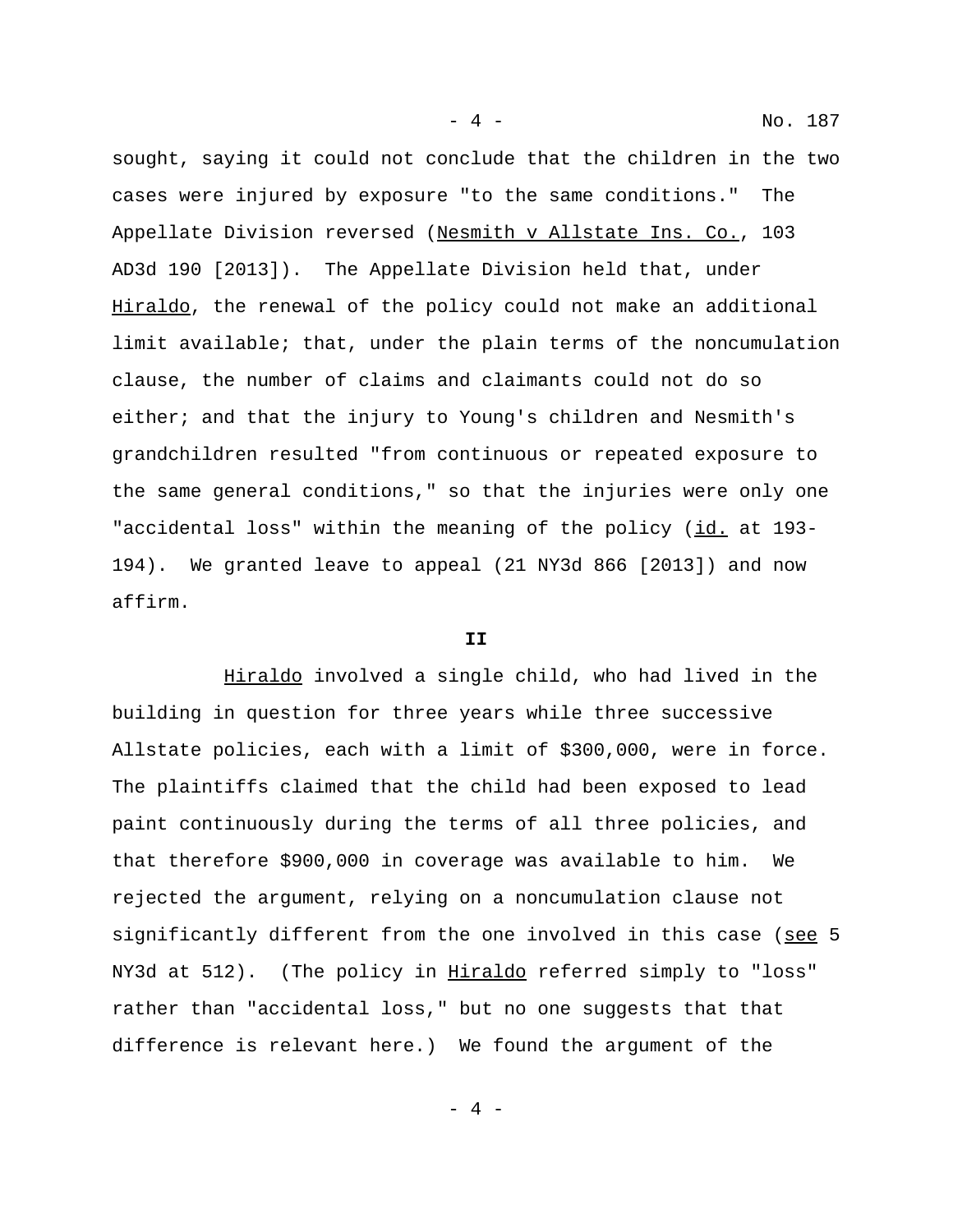sought, saying it could not conclude that the children in the two cases were injured by exposure "to the same conditions." The Appellate Division reversed (Nesmith v Allstate Ins. Co., 103 AD3d 190 [2013]). The Appellate Division held that, under Hiraldo, the renewal of the policy could not make an additional limit available; that, under the plain terms of the noncumulation clause, the number of claims and claimants could not do so either; and that the injury to Young's children and Nesmith's grandchildren resulted "from continuous or repeated exposure to the same general conditions," so that the injuries were only one "accidental loss" within the meaning of the policy (id. at 193-194). We granted leave to appeal (21 NY3d 866 [2013]) and now affirm.

**II**

Hiraldo involved a single child, who had lived in the building in question for three years while three successive Allstate policies, each with a limit of $300,000, were in force. The plaintiffs claimed that the child had been exposed to lead paint continuously during the terms of all three policies, and that therefore $900,000 in coverage was available to him. We rejected the argument, relying on a noncumulation clause not significantly different from the one involved in this case (see 5 NY3d at 512). (The policy in Hiraldo referred simply to "loss" rather than "accidental loss," but no one suggests that that difference is relevant here.) We found the argument of the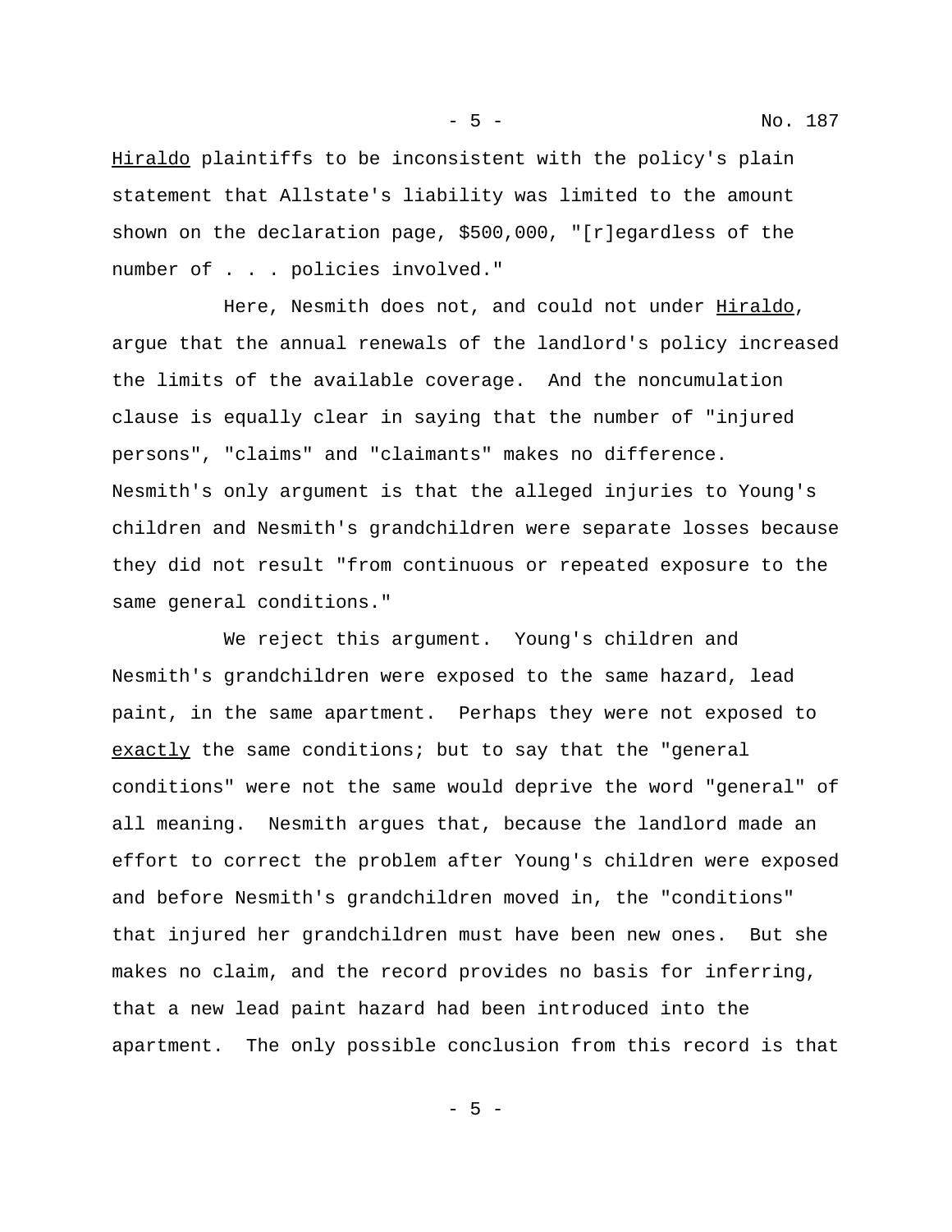*Hiraldo* plaintiffs to be inconsistent with the policy's plain statement that Allstate's liability was limited to the amount shown on the declaration page, $500,000, "[r]egardless of the number of . . . policies involved."

Here, Nesmith does not, and could not under *Hiraldo*, argue that the annual renewals of the landlord's policy increased the limits of the available coverage. And the noncumulation clause is equally clear in saying that the number of "injured persons", "claims" and "claimants" makes no difference. Nesmith's only argument is that the alleged injuries to Young's children and Nesmith's grandchildren were separate losses because they did not result "from continuous or repeated exposure to the same general conditions."

We reject this argument. Young's children and Nesmith's grandchildren were exposed to the same hazard, lead paint, in the same apartment. Perhaps they were not exposed to *exactly* the same conditions; but to say that the "general conditions" were not the same would deprive the word "general" of all meaning. Nesmith argues that, because the landlord made an effort to correct the problem after Young's children were exposed and before Nesmith's grandchildren moved in, the "conditions" that injured her grandchildren must have been new ones. But she makes no claim, and the record provides no basis for inferring, that a new lead paint hazard had been introduced into the apartment. The only possible conclusion from this record is that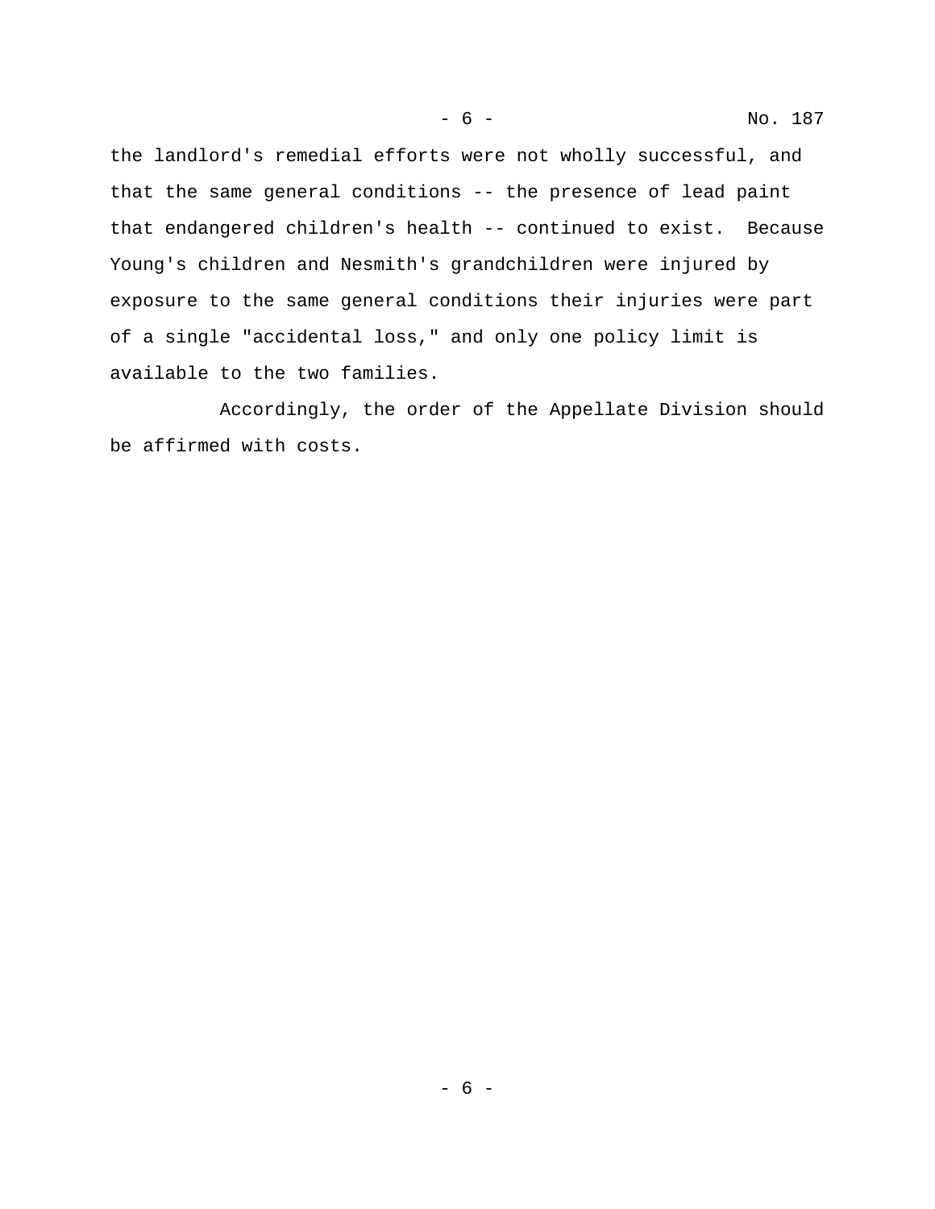the landlord's remedial efforts were not wholly successful, and that the same general conditions -- the presence of lead paint that endangered children's health -- continued to exist. Because Young's children and Nesmith's grandchildren were injured by exposure to the same general conditions their injuries were part of a single "accidental loss," and only one policy limit is available to the two families.

Accordingly, the order of the Appellate Division should be affirmed with costs.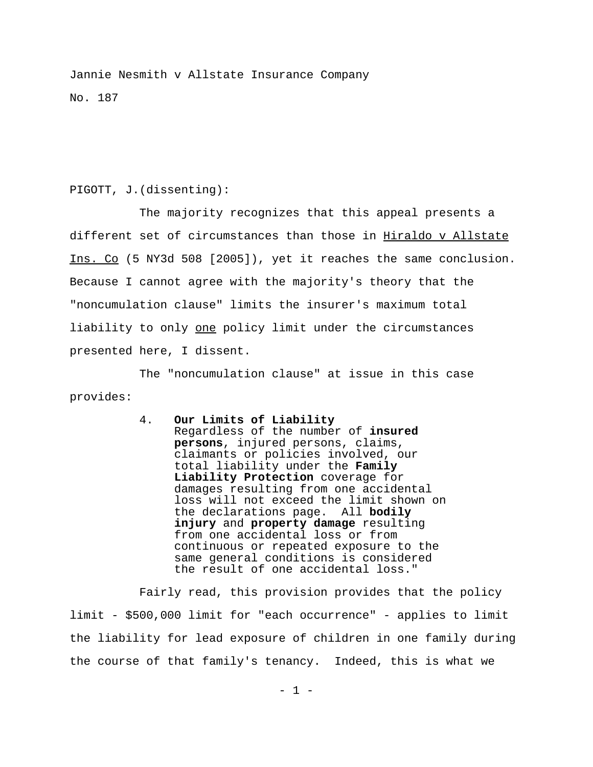Jannie Nesmith v Allstate Insurance Company

No. 187

PIGOTT, J.(dissenting):

The majority recognizes that this appeal presents a different set of circumstances than those in Hiraldo v Allstate Ins. Co (5 NY3d 508 [2005]), yet it reaches the same conclusion. Because I cannot agree with the majority's theory that the "noncumulation clause" limits the insurer's maximum total liability to only one policy limit under the circumstances presented here, I dissent.

The "noncumulation clause" at issue in this case provides:

> 4. **Our Limits of Liability**
> Regardless of the number of **insured persons**, injured persons, claims, claimants or policies involved, our total liability under the **Family Liability Protection** coverage for damages resulting from one accidental loss will not exceed the limit shown on the declarations page. All **bodily injury** and **property damage** resulting from one accidental loss or from continuous or repeated exposure to the same general conditions is considered the result of one accidental loss."

Fairly read, this provision provides that the policy limit - $500,000 limit for "each occurrence" - applies to limit the liability for lead exposure of children in one family during the course of that family's tenancy. Indeed, this is what we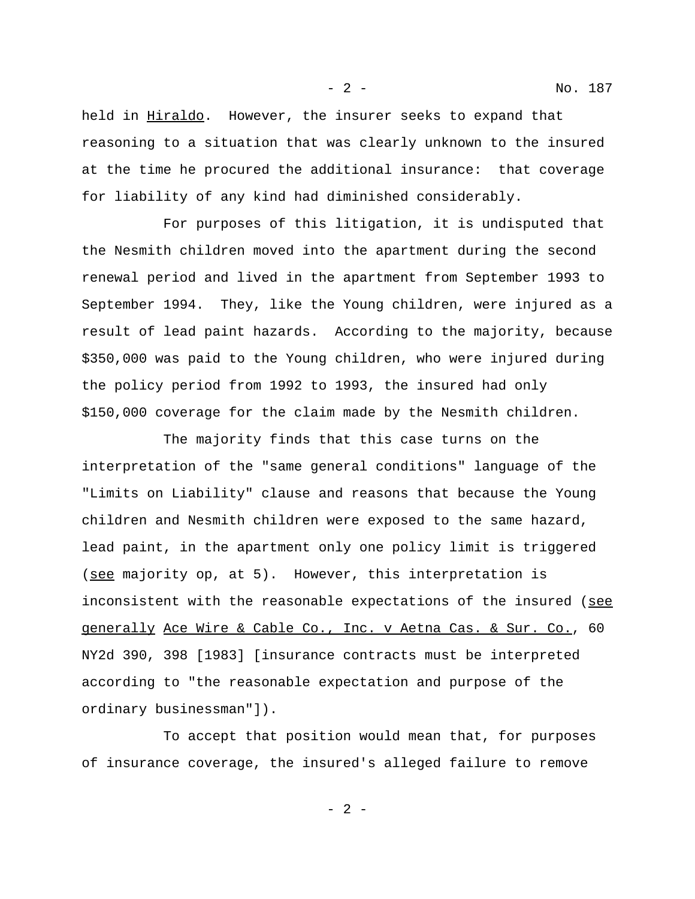held in _Hiraldo_. However, the insurer seeks to expand that reasoning to a situation that was clearly unknown to the insured at the time he procured the additional insurance: that coverage for liability of any kind had diminished considerably.

For purposes of this litigation, it is undisputed that the Nesmith children moved into the apartment during the second renewal period and lived in the apartment from September 1993 to September 1994. They, like the Young children, were injured as a result of lead paint hazards. According to the majority, because $350,000 was paid to the Young children, who were injured during the policy period from 1992 to 1993, the insured had only $150,000 coverage for the claim made by the Nesmith children.

The majority finds that this case turns on the interpretation of the "same general conditions" language of the "Limits on Liability" clause and reasons that because the Young children and Nesmith children were exposed to the same hazard, lead paint, in the apartment only one policy limit is triggered (_see_ majority op, at 5). However, this interpretation is inconsistent with the reasonable expectations of the insured (_see generally_ _Ace Wire & Cable Co., Inc. v Aetna Cas. & Sur. Co._, 60 NY2d 390, 398 [1983] [insurance contracts must be interpreted according to "the reasonable expectation and purpose of the ordinary businessman"]).

To accept that position would mean that, for purposes of insurance coverage, the insured's alleged failure to remove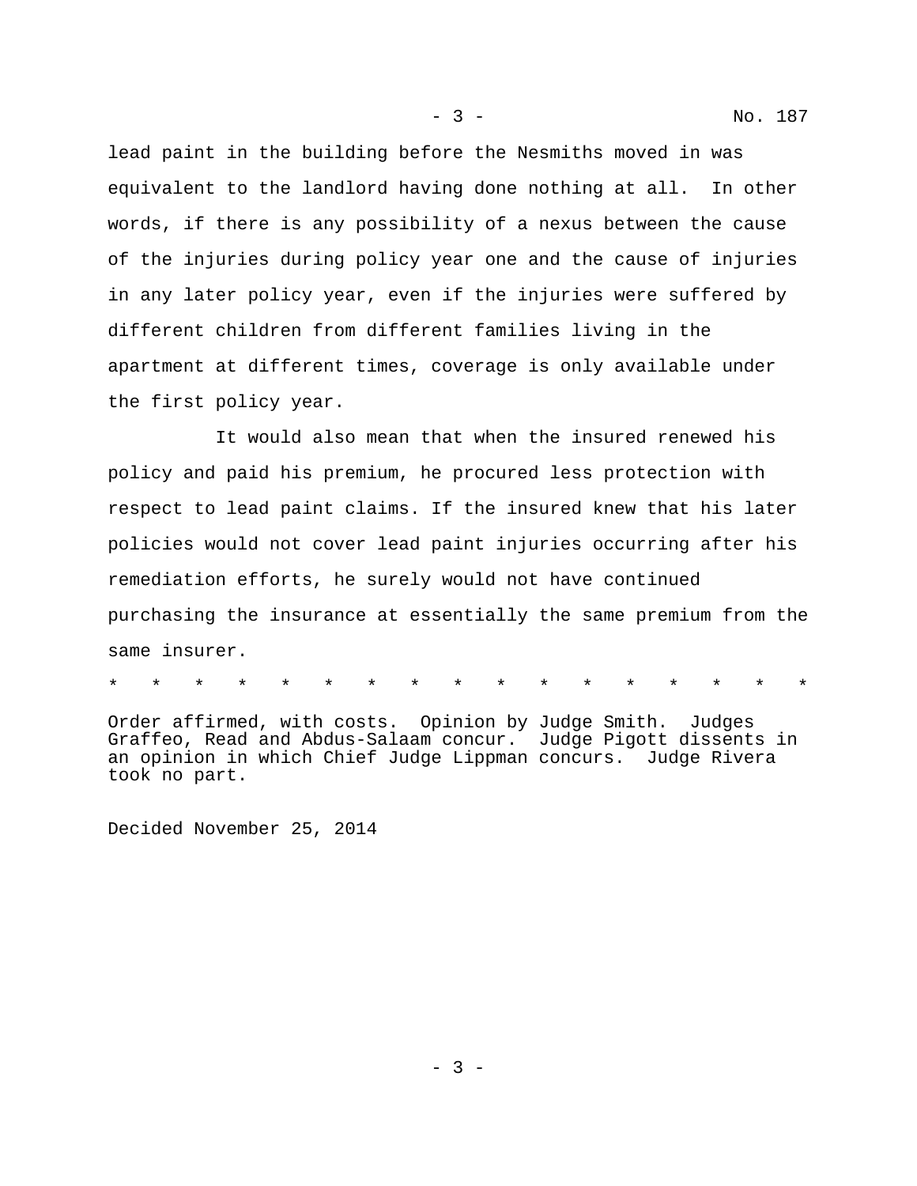lead paint in the building before the Nesmiths moved in was equivalent to the landlord having done nothing at all. In other words, if there is any possibility of a nexus between the cause of the injuries during policy year one and the cause of injuries in any later policy year, even if the injuries were suffered by different children from different families living in the apartment at different times, coverage is only available under the first policy year.

It would also mean that when the insured renewed his policy and paid his premium, he procured less protection with respect to lead paint claims. If the insured knew that his later policies would not cover lead paint injuries occurring after his remediation efforts, he surely would not have continued purchasing the insurance at essentially the same premium from the same insurer.

* * * * * * * * * * * * * * * * *

Order affirmed, with costs. Opinion by Judge Smith. Judges Graffeo, Read and Abdus-Salaam concur. Judge Pigott dissents in an opinion in which Chief Judge Lippman concurs. Judge Rivera took no part.

Decided November 25, 2014